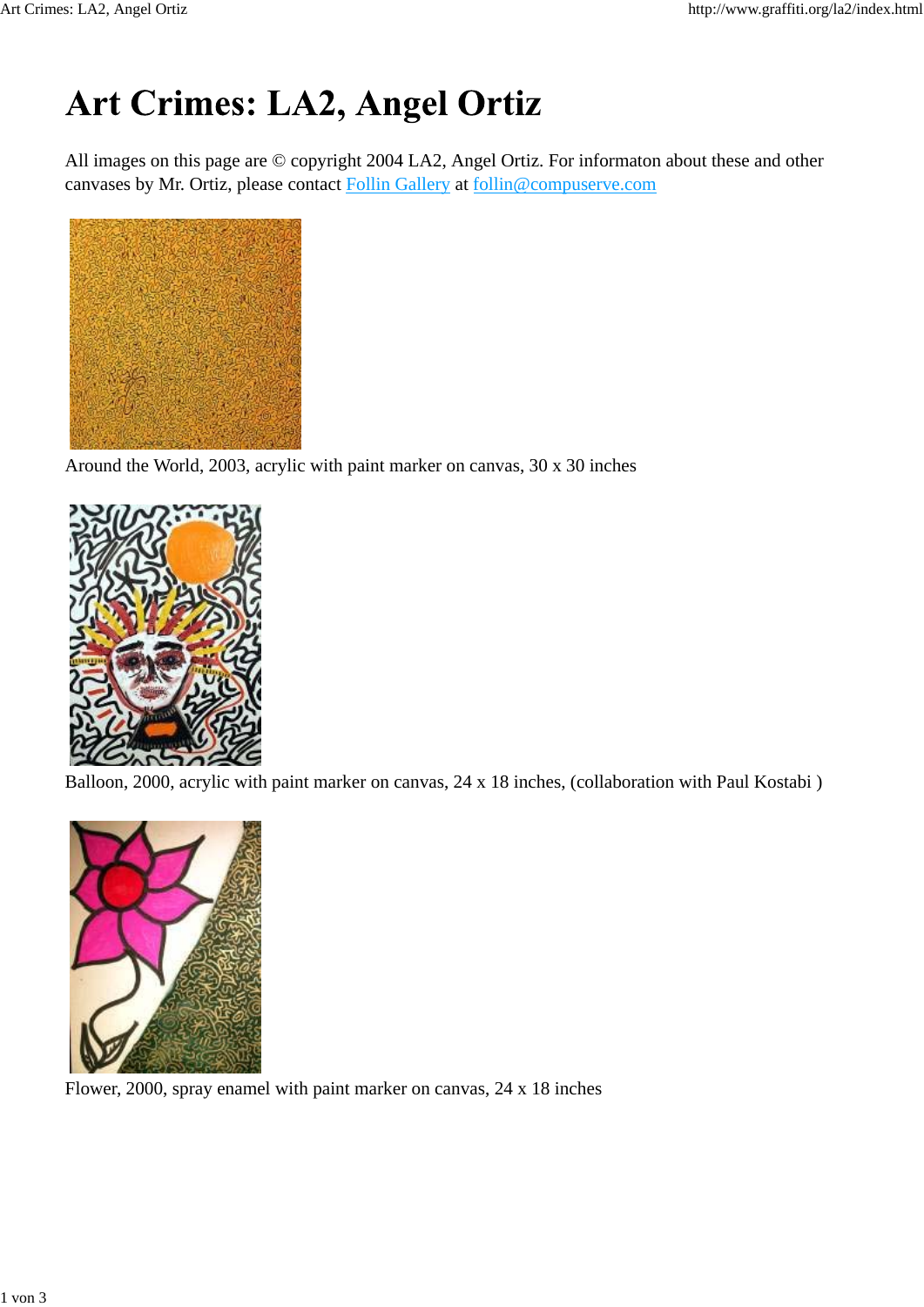# Art Crimes: LA2, Angel Ortiz

All images on this page are © copyright 2004 LA2, Angel Ortiz. For informaton about these and other canvases by Mr. Ortiz, please contact Follin Gallery at follin@compuserve.com

Around the World, 2003, acrylic with paint marker on canvas, 30 x 30 inches

Balloon, 2000, acrylic with paint marker on canvas, 24 x 18 inches, (collaboration with Paul Kostabi )

Flower, 2000, spray enamel with paint marker on canvas, 24 x 18 inches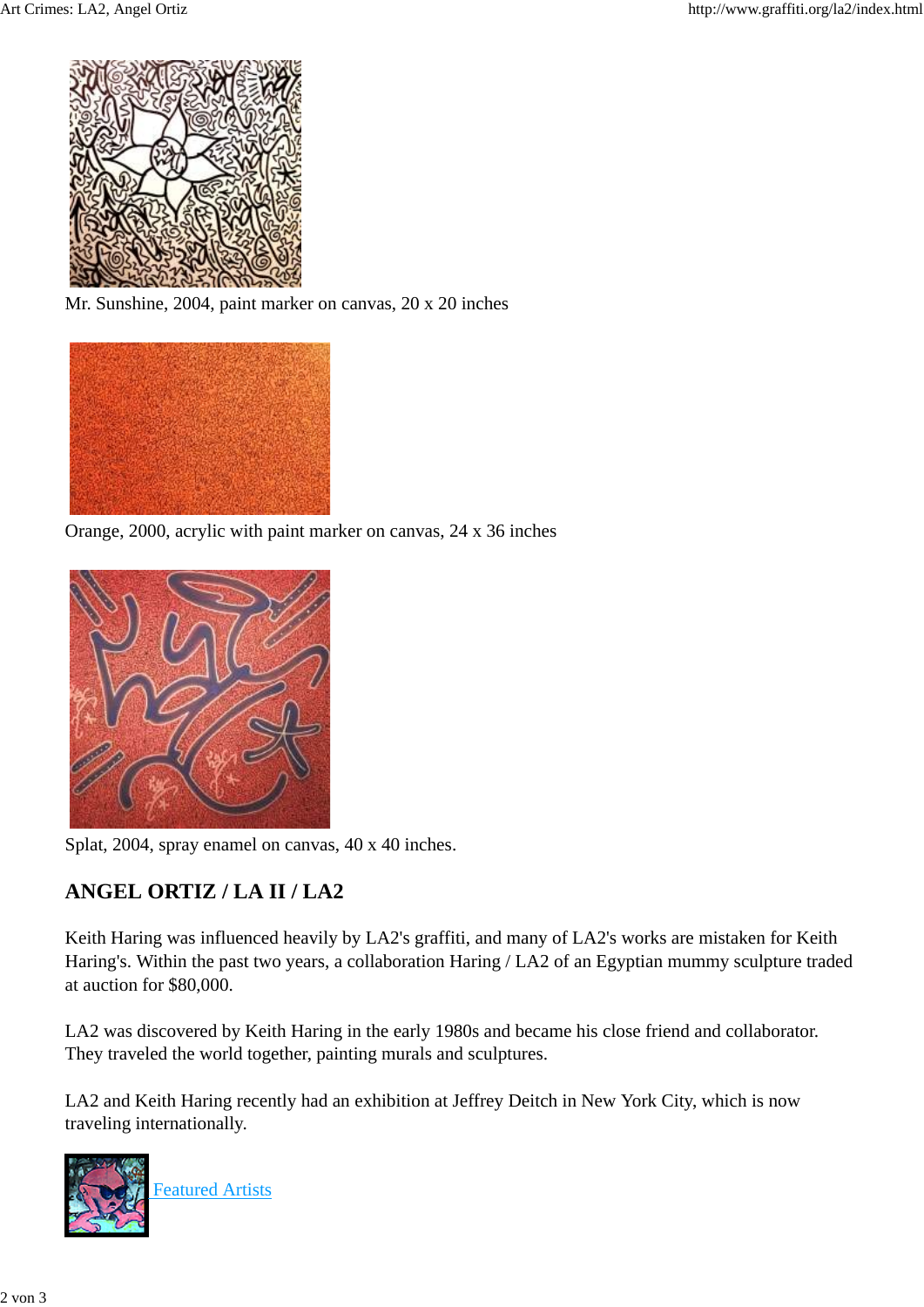Mr. Sunshine, 2004, paint marker on canvas, 20 x 20 inches

Orange, 2000, acrylic with paint marker on canvas, 24 x 36 inches

Splat, 2004, spray enamel on canvas, 40 x 40 inches.

## ANGEL ORTIZ / LA II / LA2

Keith Haring was influenced heavily by LA2's graffiti, and many of LA2's works are mistaken for Keith Haring's. Within the past two years, a collaboration Haring / LA2 of an Egyptian mummy sculpture traded at auction for $80,000.

LA2 was discovered by Keith Haring in the early 1980s and became his close friend and collaborator. They traveled the world together, painting murals and sculptures.

LA2 and Keith Haring recently had an exhibition at Jeffrey Deitch in New York City, which is now traveling internationally.

Featured Artists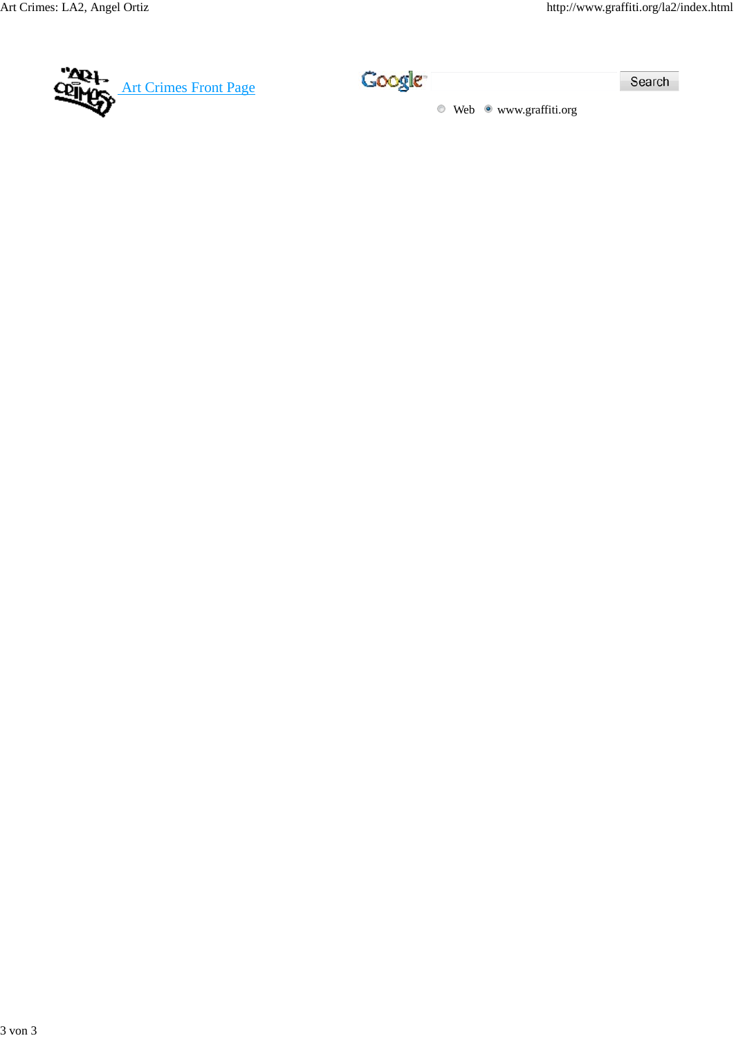[Art Crimes Front Page]

Google Search

Web www.graffiti.org